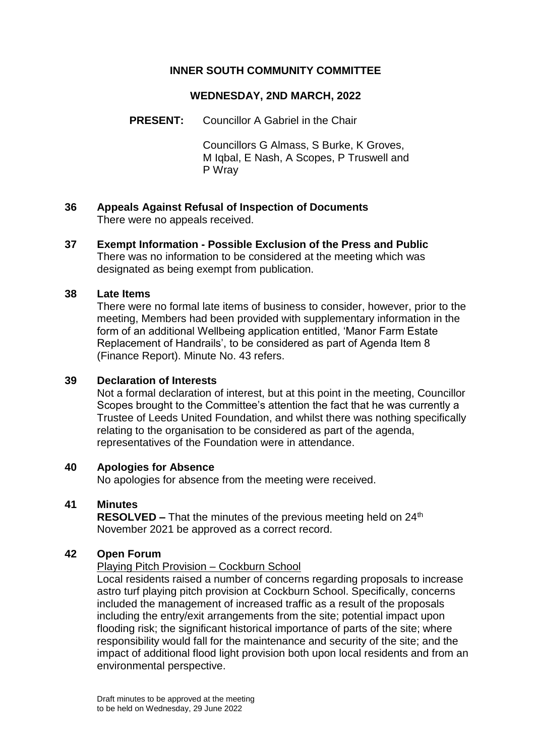# INNER SOUTH COMMUNITY COMMITTEE

## WEDNESDAY, 2ND MARCH, 2022

**PRESENT:** Councillor A Gabriel in the Chair

Councillors G Almass, S Burke, K Groves, M Iqbal, E Nash, A Scopes, P Truswell and P Wray

### 36 Appeals Against Refusal of Inspection of Documents

There were no appeals received.

### 37 Exempt Information - Possible Exclusion of the Press and Public

There was no information to be considered at the meeting which was designated as being exempt from publication.

### 38 Late Items

There were no formal late items of business to consider, however, prior to the meeting, Members had been provided with supplementary information in the form of an additional Wellbeing application entitled, 'Manor Farm Estate Replacement of Handrails', to be considered as part of Agenda Item 8 (Finance Report). Minute No. 43 refers.

### 39 Declaration of Interests

Not a formal declaration of interest, but at this point in the meeting, Councillor Scopes brought to the Committee's attention the fact that he was currently a Trustee of Leeds United Foundation, and whilst there was nothing specifically relating to the organisation to be considered as part of the agenda, representatives of the Foundation were in attendance.

### 40 Apologies for Absence

No apologies for absence from the meeting were received.

### 41 Minutes

**RESOLVED –** That the minutes of the previous meeting held on 24th November 2021 be approved as a correct record.

### 42 Open Forum

Playing Pitch Provision – Cockburn School

Local residents raised a number of concerns regarding proposals to increase astro turf playing pitch provision at Cockburn School. Specifically, concerns included the management of increased traffic as a result of the proposals including the entry/exit arrangements from the site; potential impact upon flooding risk; the significant historical importance of parts of the site; where responsibility would fall for the maintenance and security of the site; and the impact of additional flood light provision both upon local residents and from an environmental perspective.

Draft minutes to be approved at the meeting to be held on Wednesday, 29 June 2022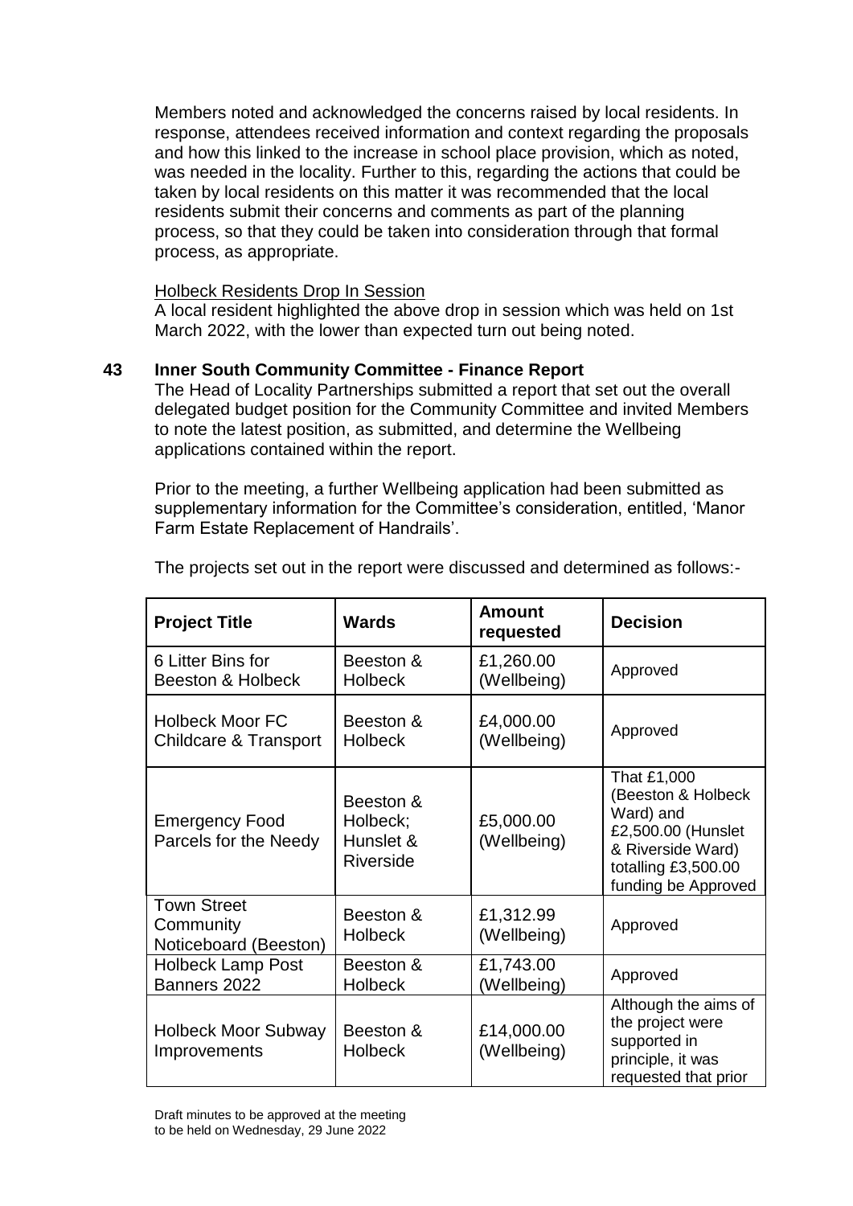Members noted and acknowledged the concerns raised by local residents. In response, attendees received information and context regarding the proposals and how this linked to the increase in school place provision, which as noted, was needed in the locality. Further to this, regarding the actions that could be taken by local residents on this matter it was recommended that the local residents submit their concerns and comments as part of the planning process, so that they could be taken into consideration through that formal process, as appropriate.

Holbeck Residents Drop In Session

A local resident highlighted the above drop in session which was held on 1st March 2022, with the lower than expected turn out being noted.

## 43 Inner South Community Committee - Finance Report

The Head of Locality Partnerships submitted a report that set out the overall delegated budget position for the Community Committee and invited Members to note the latest position, as submitted, and determine the Wellbeing applications contained within the report.

Prior to the meeting, a further Wellbeing application had been submitted as supplementary information for the Committee's consideration, entitled, 'Manor Farm Estate Replacement of Handrails'.

The projects set out in the report were discussed and determined as follows:-

| Project Title | Wards | Amount requested | Decision |
|---|---|---|---|
| 6 Litter Bins for Beeston & Holbeck | Beeston & Holbeck | £1,260.00 (Wellbeing) | Approved |
| Holbeck Moor FC Childcare & Transport | Beeston & Holbeck | £4,000.00 (Wellbeing) | Approved |
| Emergency Food Parcels for the Needy | Beeston & Holbeck; Hunslet & Riverside | £5,000.00 (Wellbeing) | That £1,000 (Beeston & Holbeck Ward) and £2,500.00 (Hunslet & Riverside Ward) totalling £3,500.00 funding be Approved |
| Town Street Community Noticeboard (Beeston) | Beeston & Holbeck | £1,312.99 (Wellbeing) | Approved |
| Holbeck Lamp Post Banners 2022 | Beeston & Holbeck | £1,743.00 (Wellbeing) | Approved |
| Holbeck Moor Subway Improvements | Beeston & Holbeck | £14,000.00 (Wellbeing) | Although the aims of the project were supported in principle, it was requested that prior |

Draft minutes to be approved at the meeting to be held on Wednesday, 29 June 2022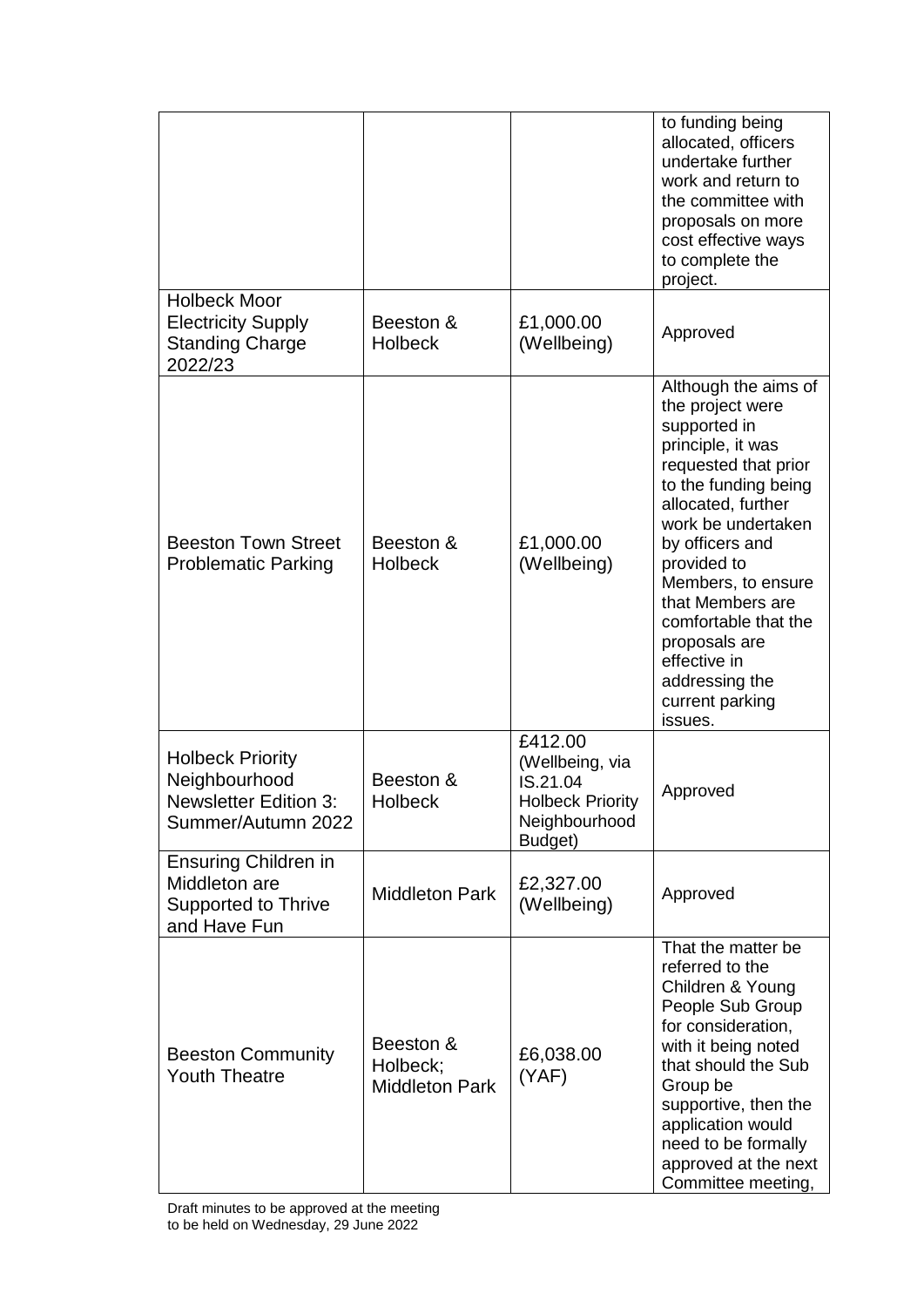| | | | |
|---|---|---|---|
| | | | to funding being allocated, officers undertake further work and return to the committee with proposals on more cost effective ways to complete the project. |
| Holbeck Moor Electricity Supply Standing Charge 2022/23 | Beeston & Holbeck | £1,000.00 (Wellbeing) | Approved |
| Beeston Town Street Problematic Parking | Beeston & Holbeck | £1,000.00 (Wellbeing) | Although the aims of the project were supported in principle, it was requested that prior to the funding being allocated, further work be undertaken by officers and provided to Members, to ensure that Members are comfortable that the proposals are effective in addressing the current parking issues. |
| Holbeck Priority Neighbourhood Newsletter Edition 3: Summer/Autumn 2022 | Beeston & Holbeck | £412.00 (Wellbeing, via IS.21.04 Holbeck Priority Neighbourhood Budget) | Approved |
| Ensuring Children in Middleton are Supported to Thrive and Have Fun | Middleton Park | £2,327.00 (Wellbeing) | Approved |
| Beeston Community Youth Theatre | Beeston & Holbeck; Middleton Park | £6,038.00 (YAF) | That the matter be referred to the Children & Young People Sub Group for consideration, with it being noted that should the Sub Group be supportive, then the application would need to be formally approved at the next Committee meeting, |

Draft minutes to be approved at the meeting to be held on Wednesday, 29 June 2022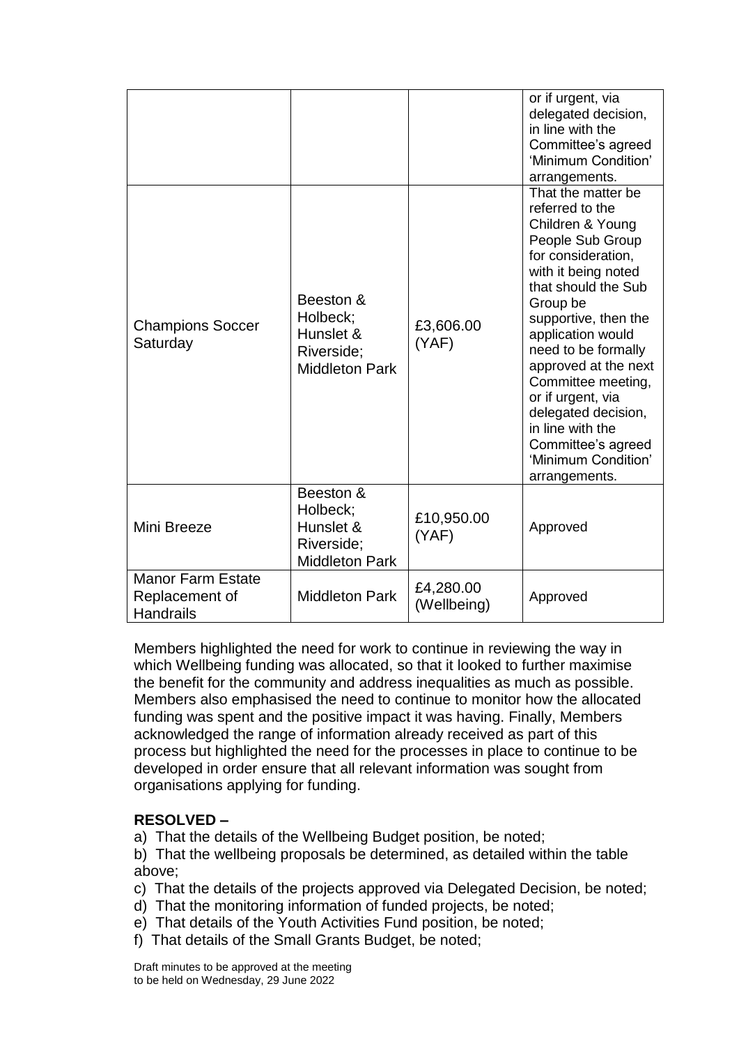|  |  |  | or if urgent, via delegated decision, in line with the Committee's agreed 'Minimum Condition' arrangements. |
|---|---|---|---|
| Champions Soccer Saturday | Beeston & Holbeck; Hunslet & Riverside; Middleton Park | £3,606.00 (YAF) | That the matter be referred to the Children & Young People Sub Group for consideration, with it being noted that should the Sub Group be supportive, then the application would need to be formally approved at the next Committee meeting, or if urgent, via delegated decision, in line with the Committee's agreed 'Minimum Condition' arrangements. |
| Mini Breeze | Beeston & Holbeck; Hunslet & Riverside; Middleton Park | £10,950.00 (YAF) | Approved |
| Manor Farm Estate Replacement of Handrails | Middleton Park | £4,280.00 (Wellbeing) | Approved |

Members highlighted the need for work to continue in reviewing the way in which Wellbeing funding was allocated, so that it looked to further maximise the benefit for the community and address inequalities as much as possible. Members also emphasised the need to continue to monitor how the allocated funding was spent and the positive impact it was having. Finally, Members acknowledged the range of information already received as part of this process but highlighted the need for the processes in place to continue to be developed in order ensure that all relevant information was sought from organisations applying for funding.

**RESOLVED –**

a) That the details of the Wellbeing Budget position, be noted;

b) That the wellbeing proposals be determined, as detailed within the table above;

c) That the details of the projects approved via Delegated Decision, be noted;

d) That the monitoring information of funded projects, be noted;

e) That details of the Youth Activities Fund position, be noted;

f) That details of the Small Grants Budget, be noted;

Draft minutes to be approved at the meeting to be held on Wednesday, 29 June 2022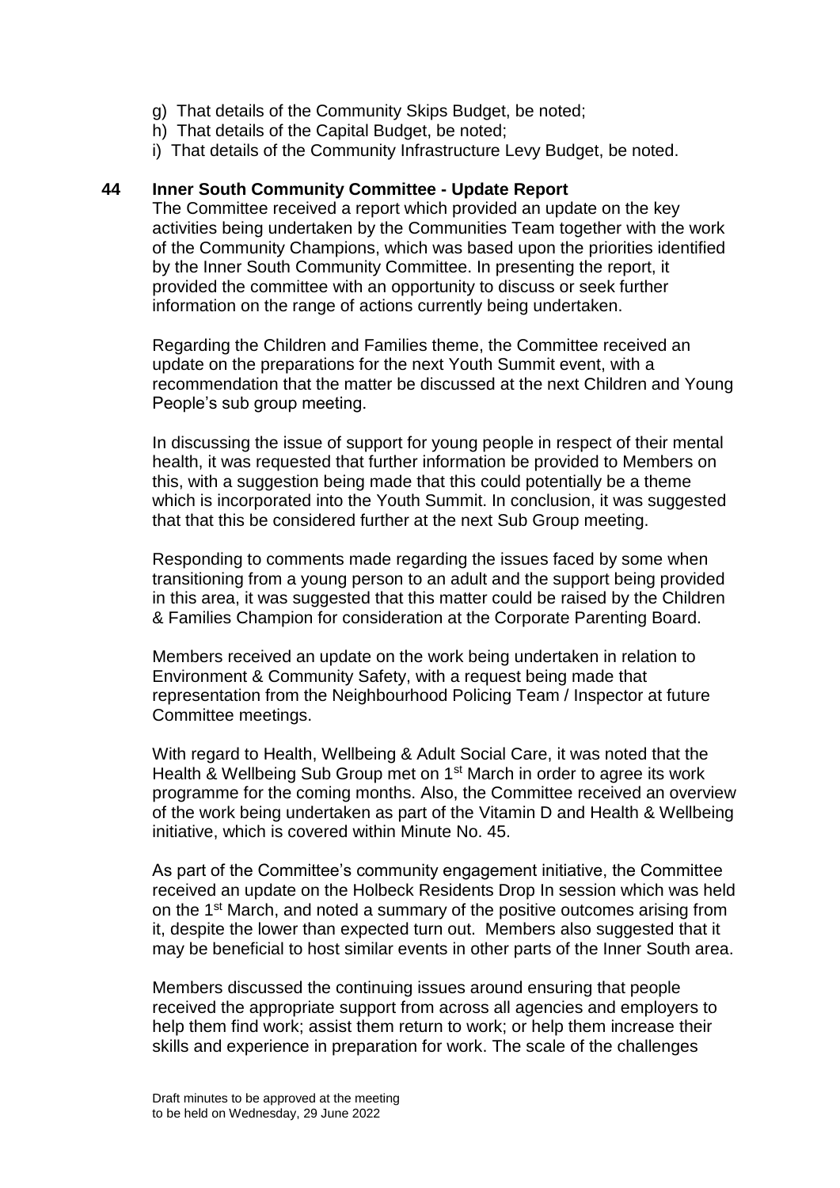g) That details of the Community Skips Budget, be noted;
h) That details of the Capital Budget, be noted;
i) That details of the Community Infrastructure Levy Budget, be noted.

## 44 Inner South Community Committee - Update Report

The Committee received a report which provided an update on the key activities being undertaken by the Communities Team together with the work of the Community Champions, which was based upon the priorities identified by the Inner South Community Committee. In presenting the report, it provided the committee with an opportunity to discuss or seek further information on the range of actions currently being undertaken.

Regarding the Children and Families theme, the Committee received an update on the preparations for the next Youth Summit event, with a recommendation that the matter be discussed at the next Children and Young People's sub group meeting.

In discussing the issue of support for young people in respect of their mental health, it was requested that further information be provided to Members on this, with a suggestion being made that this could potentially be a theme which is incorporated into the Youth Summit. In conclusion, it was suggested that that this be considered further at the next Sub Group meeting.

Responding to comments made regarding the issues faced by some when transitioning from a young person to an adult and the support being provided in this area, it was suggested that this matter could be raised by the Children & Families Champion for consideration at the Corporate Parenting Board.

Members received an update on the work being undertaken in relation to Environment & Community Safety, with a request being made that representation from the Neighbourhood Policing Team / Inspector at future Committee meetings.

With regard to Health, Wellbeing & Adult Social Care, it was noted that the Health & Wellbeing Sub Group met on 1st March in order to agree its work programme for the coming months. Also, the Committee received an overview of the work being undertaken as part of the Vitamin D and Health & Wellbeing initiative, which is covered within Minute No. 45.

As part of the Committee's community engagement initiative, the Committee received an update on the Holbeck Residents Drop In session which was held on the 1st March, and noted a summary of the positive outcomes arising from it, despite the lower than expected turn out. Members also suggested that it may be beneficial to host similar events in other parts of the Inner South area.

Members discussed the continuing issues around ensuring that people received the appropriate support from across all agencies and employers to help them find work; assist them return to work; or help them increase their skills and experience in preparation for work. The scale of the challenges

Draft minutes to be approved at the meeting
to be held on Wednesday, 29 June 2022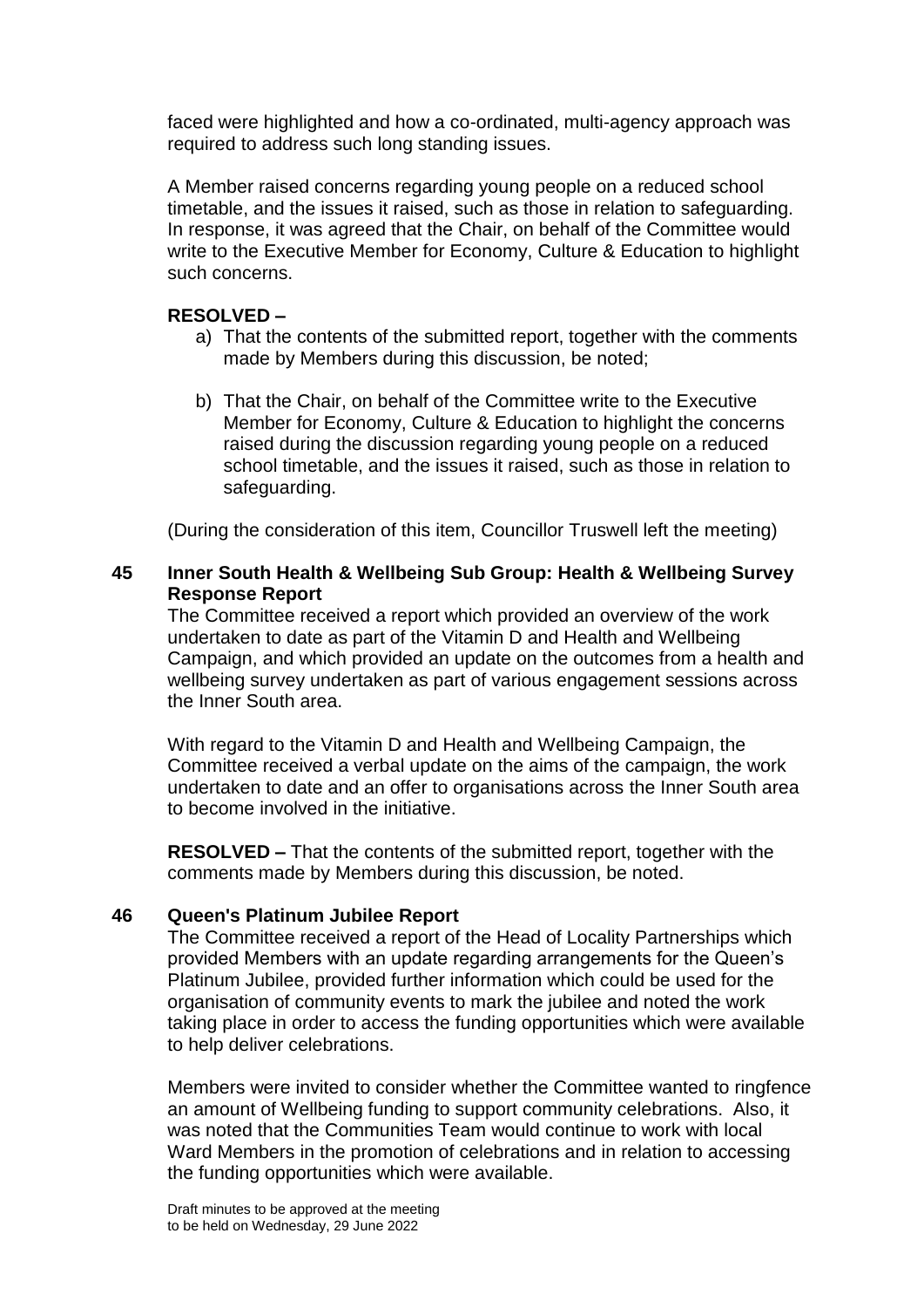faced were highlighted and how a co-ordinated, multi-agency approach was required to address such long standing issues.

A Member raised concerns regarding young people on a reduced school timetable, and the issues it raised, such as those in relation to safeguarding. In response, it was agreed that the Chair, on behalf of the Committee would write to the Executive Member for Economy, Culture & Education to highlight such concerns.

**RESOLVED –**

a) That the contents of the submitted report, together with the comments made by Members during this discussion, be noted;

b) That the Chair, on behalf of the Committee write to the Executive Member for Economy, Culture & Education to highlight the concerns raised during the discussion regarding young people on a reduced school timetable, and the issues it raised, such as those in relation to safeguarding.

(During the consideration of this item, Councillor Truswell left the meeting)

## 45 Inner South Health & Wellbeing Sub Group: Health & Wellbeing Survey Response Report

The Committee received a report which provided an overview of the work undertaken to date as part of the Vitamin D and Health and Wellbeing Campaign, and which provided an update on the outcomes from a health and wellbeing survey undertaken as part of various engagement sessions across the Inner South area.

With regard to the Vitamin D and Health and Wellbeing Campaign, the Committee received a verbal update on the aims of the campaign, the work undertaken to date and an offer to organisations across the Inner South area to become involved in the initiative.

**RESOLVED –** That the contents of the submitted report, together with the comments made by Members during this discussion, be noted.

## 46 Queen's Platinum Jubilee Report

The Committee received a report of the Head of Locality Partnerships which provided Members with an update regarding arrangements for the Queen's Platinum Jubilee, provided further information which could be used for the organisation of community events to mark the jubilee and noted the work taking place in order to access the funding opportunities which were available to help deliver celebrations.

Members were invited to consider whether the Committee wanted to ringfence an amount of Wellbeing funding to support community celebrations. Also, it was noted that the Communities Team would continue to work with local Ward Members in the promotion of celebrations and in relation to accessing the funding opportunities which were available.

Draft minutes to be approved at the meeting
to be held on Wednesday, 29 June 2022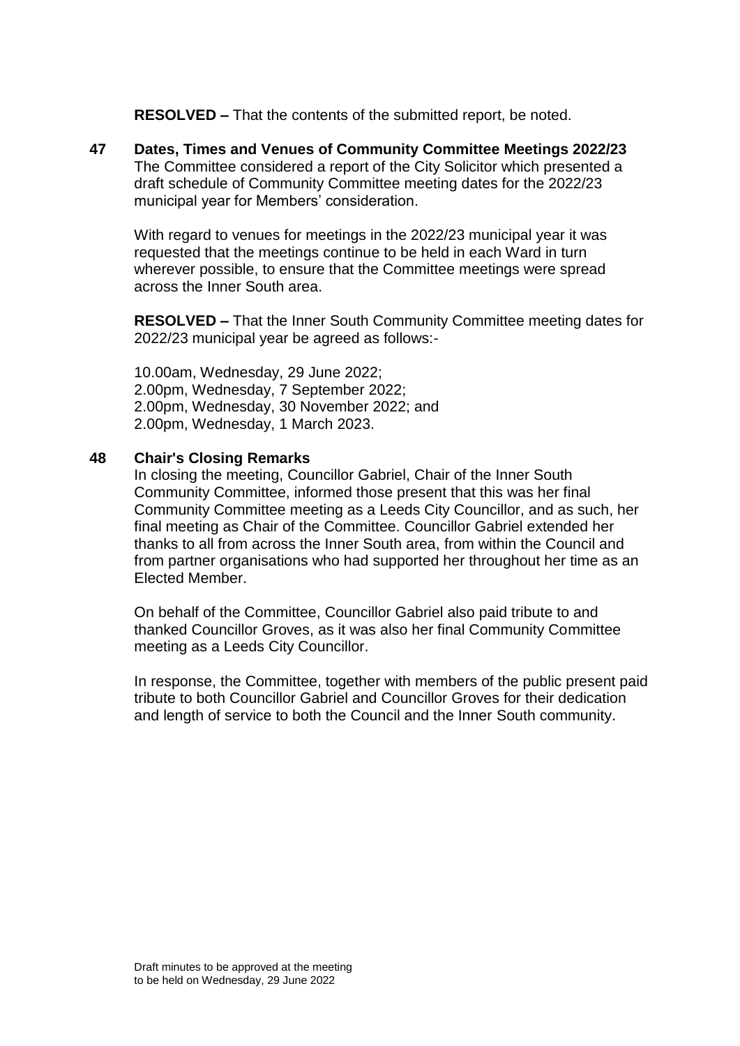**RESOLVED –** That the contents of the submitted report, be noted.

## 47 Dates, Times and Venues of Community Committee Meetings 2022/23

The Committee considered a report of the City Solicitor which presented a draft schedule of Community Committee meeting dates for the 2022/23 municipal year for Members' consideration.

With regard to venues for meetings in the 2022/23 municipal year it was requested that the meetings continue to be held in each Ward in turn wherever possible, to ensure that the Committee meetings were spread across the Inner South area.

**RESOLVED –** That the Inner South Community Committee meeting dates for 2022/23 municipal year be agreed as follows:-

10.00am, Wednesday, 29 June 2022;
2.00pm, Wednesday, 7 September 2022;
2.00pm, Wednesday, 30 November 2022; and
2.00pm, Wednesday, 1 March 2023.

## 48 Chair's Closing Remarks

In closing the meeting, Councillor Gabriel, Chair of the Inner South Community Committee, informed those present that this was her final Community Committee meeting as a Leeds City Councillor, and as such, her final meeting as Chair of the Committee. Councillor Gabriel extended her thanks to all from across the Inner South area, from within the Council and from partner organisations who had supported her throughout her time as an Elected Member.

On behalf of the Committee, Councillor Gabriel also paid tribute to and thanked Councillor Groves, as it was also her final Community Committee meeting as a Leeds City Councillor.

In response, the Committee, together with members of the public present paid tribute to both Councillor Gabriel and Councillor Groves for their dedication and length of service to both the Council and the Inner South community.